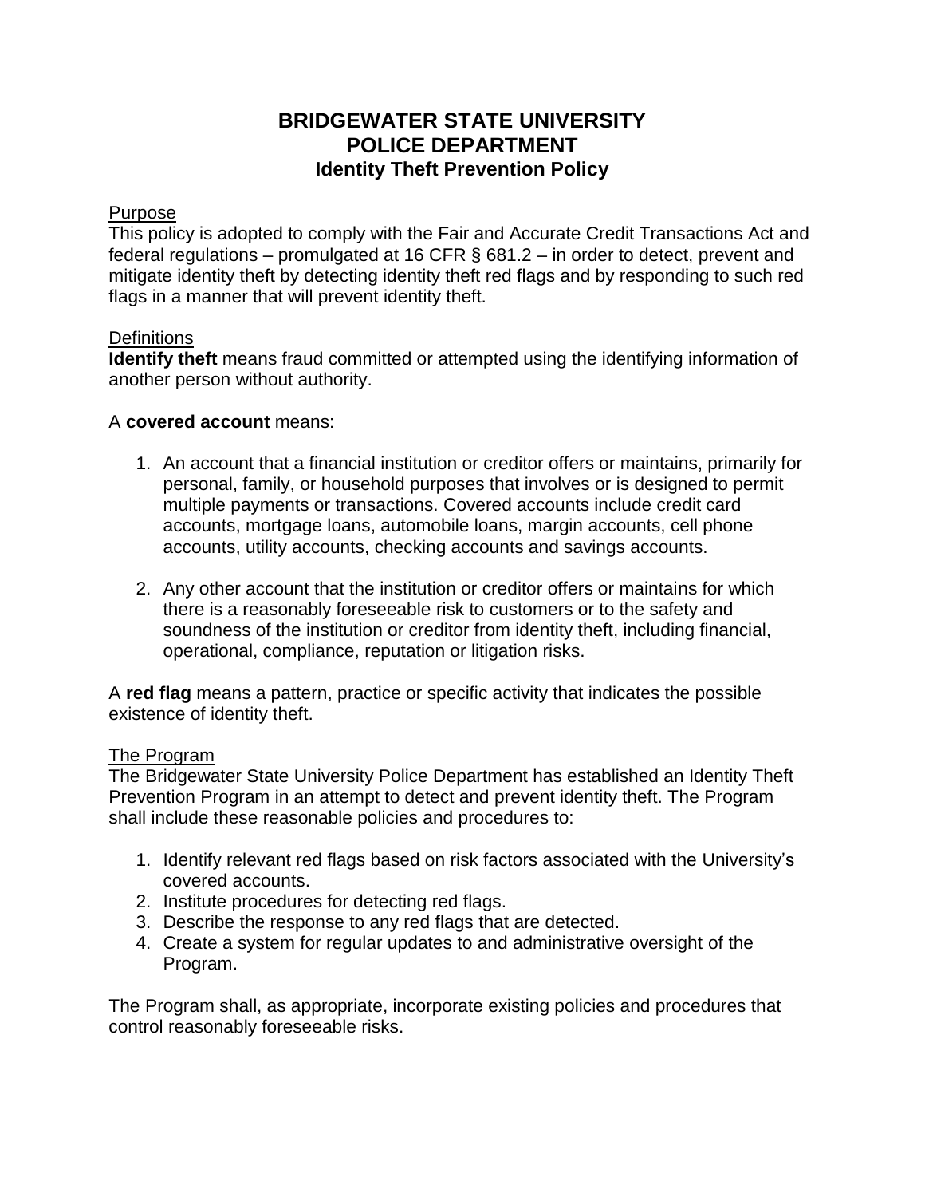# BRIDGEWATER STATE UNIVERSITY
# POLICE DEPARTMENT
## Identity Theft Prevention Policy

Purpose

This policy is adopted to comply with the Fair and Accurate Credit Transactions Act and federal regulations – promulgated at 16 CFR § 681.2 – in order to detect, prevent and mitigate identity theft by detecting identity theft red flags and by responding to such red flags in a manner that will prevent identity theft.

Definitions

**Identify theft** means fraud committed or attempted using the identifying information of another person without authority.

A **covered account** means:

1. An account that a financial institution or creditor offers or maintains, primarily for personal, family, or household purposes that involves or is designed to permit multiple payments or transactions. Covered accounts include credit card accounts, mortgage loans, automobile loans, margin accounts, cell phone accounts, utility accounts, checking accounts and savings accounts.

2. Any other account that the institution or creditor offers or maintains for which there is a reasonably foreseeable risk to customers or to the safety and soundness of the institution or creditor from identity theft, including financial, operational, compliance, reputation or litigation risks.

A **red flag** means a pattern, practice or specific activity that indicates the possible existence of identity theft.

The Program

The Bridgewater State University Police Department has established an Identity Theft Prevention Program in an attempt to detect and prevent identity theft. The Program shall include these reasonable policies and procedures to:

1. Identify relevant red flags based on risk factors associated with the University's covered accounts.
2. Institute procedures for detecting red flags.
3. Describe the response to any red flags that are detected.
4. Create a system for regular updates to and administrative oversight of the Program.

The Program shall, as appropriate, incorporate existing policies and procedures that control reasonably foreseeable risks.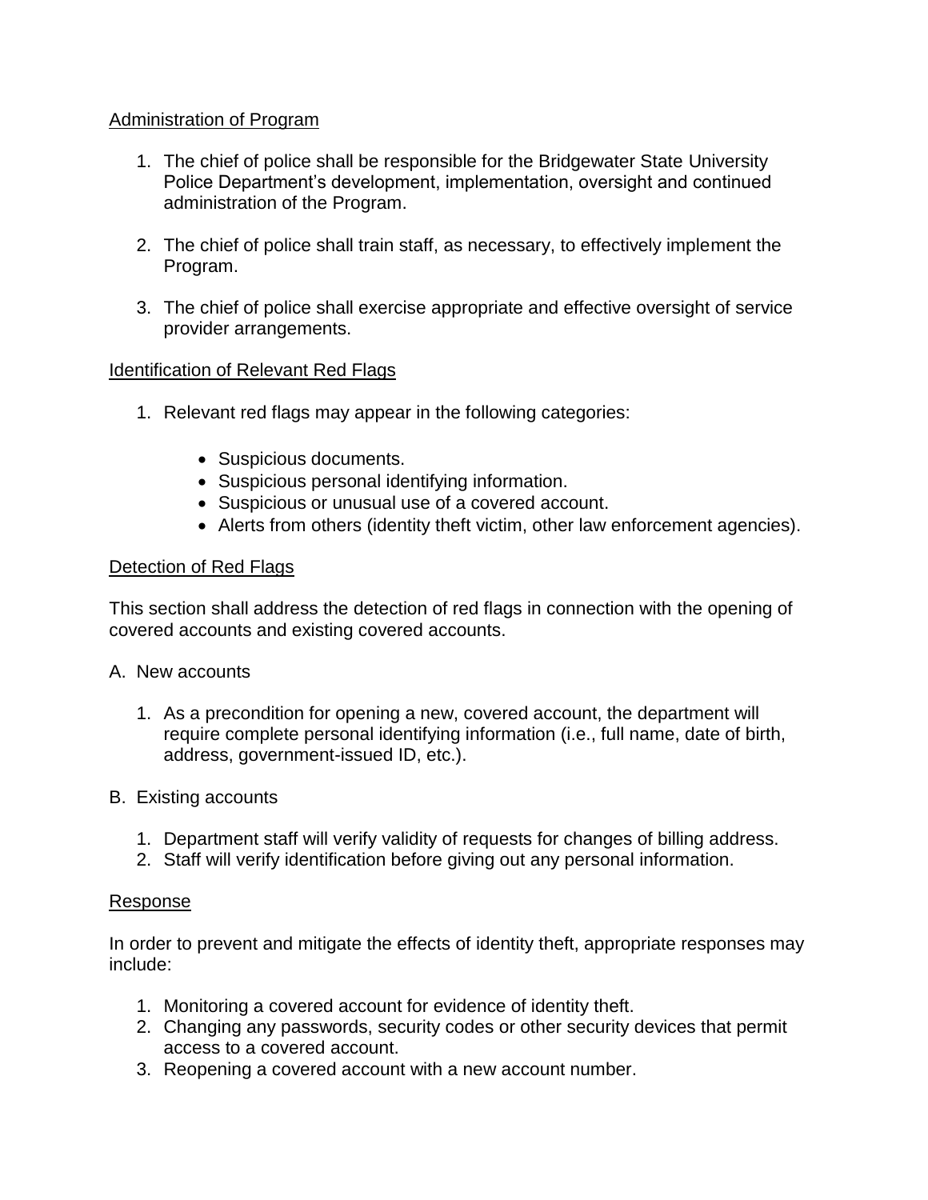## Administration of Program

1. The chief of police shall be responsible for the Bridgewater State University Police Department's development, implementation, oversight and continued administration of the Program.

2. The chief of police shall train staff, as necessary, to effectively implement the Program.

3. The chief of police shall exercise appropriate and effective oversight of service provider arrangements.

## Identification of Relevant Red Flags

1. Relevant red flags may appear in the following categories:

   - Suspicious documents.
   - Suspicious personal identifying information.
   - Suspicious or unusual use of a covered account.
   - Alerts from others (identity theft victim, other law enforcement agencies).

## Detection of Red Flags

This section shall address the detection of red flags in connection with the opening of covered accounts and existing covered accounts.

A. New accounts

   1. As a precondition for opening a new, covered account, the department will require complete personal identifying information (i.e., full name, date of birth, address, government-issued ID, etc.).

B. Existing accounts

   1. Department staff will verify validity of requests for changes of billing address.
   2. Staff will verify identification before giving out any personal information.

## Response

In order to prevent and mitigate the effects of identity theft, appropriate responses may include:

1. Monitoring a covered account for evidence of identity theft.
2. Changing any passwords, security codes or other security devices that permit access to a covered account.
3. Reopening a covered account with a new account number.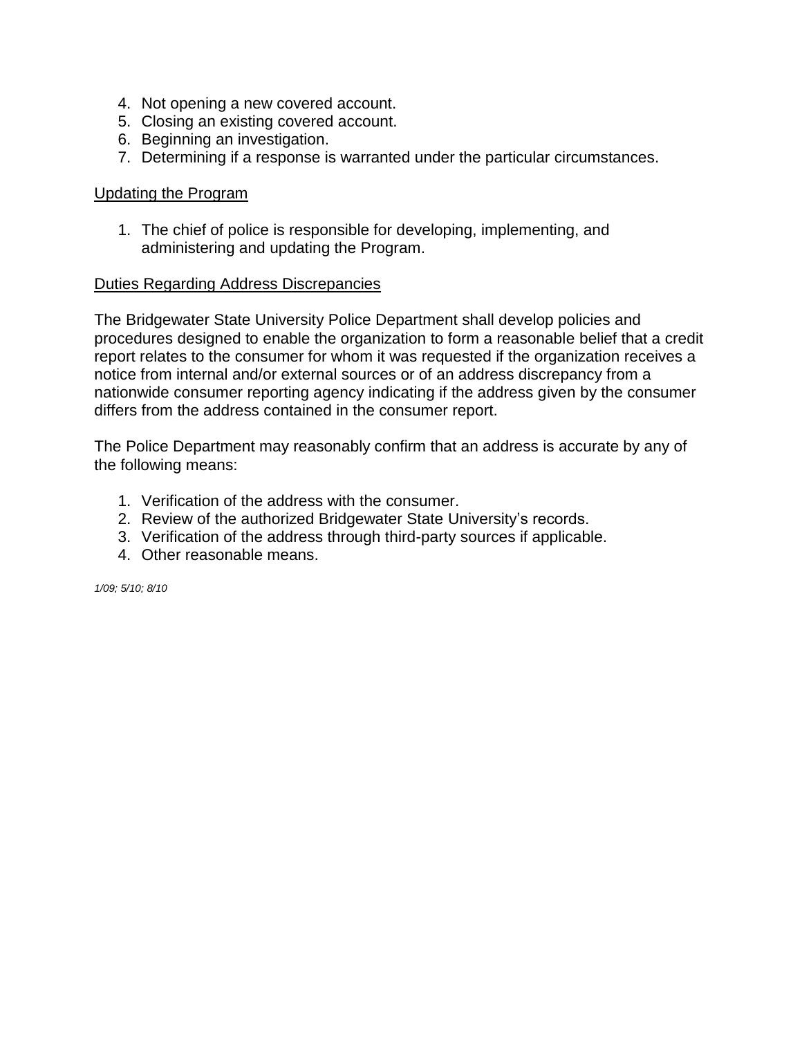4. Not opening a new covered account.
5. Closing an existing covered account.
6. Beginning an investigation.
7. Determining if a response is warranted under the particular circumstances.

Updating the Program

1. The chief of police is responsible for developing, implementing, and administering and updating the Program.

Duties Regarding Address Discrepancies

The Bridgewater State University Police Department shall develop policies and procedures designed to enable the organization to form a reasonable belief that a credit report relates to the consumer for whom it was requested if the organization receives a notice from internal and/or external sources or of an address discrepancy from a nationwide consumer reporting agency indicating if the address given by the consumer differs from the address contained in the consumer report.

The Police Department may reasonably confirm that an address is accurate by any of the following means:

1. Verification of the address with the consumer.
2. Review of the authorized Bridgewater State University's records.
3. Verification of the address through third-party sources if applicable.
4. Other reasonable means.

*1/09; 5/10; 8/10*